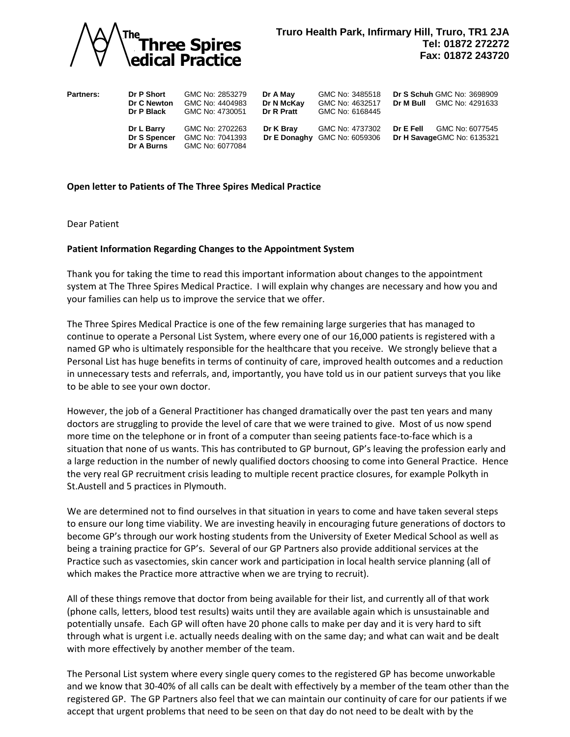**The Three Spires Medical Practice**

**Truro Health Park, Infirmary Hill, Truro, TR1 2JA**
**Tel: 01872 272272**
**Fax: 01872 243720**

**Partners:**

| | | | | | |
|---|---|---|---|---|---|
| **Dr P Short** | GMC No: 2853279 | **Dr A May** | GMC No: 3485518 | **Dr S Schuh** | GMC No: 3698909 |
| **Dr C Newton** | GMC No: 4404983 | **Dr N McKay** | GMC No: 4632517 | **Dr M Bull** | GMC No: 4291633 |
| **Dr P Black** | GMC No: 4730051 | **Dr R Pratt** | GMC No: 6168445 | | |
| **Dr L Barry** | GMC No: 2702263 | **Dr K Bray** | GMC No: 4737302 | **Dr E Fell** | GMC No: 6077545 |
| **Dr S Spencer** | GMC No: 7041393 | **Dr E Donaghy** | GMC No: 6059306 | **Dr H Savage** | GMC No: 6135321 |
| **Dr A Burns** | GMC No: 6077084 | | | | |

**Open letter to Patients of The Three Spires Medical Practice**

Dear Patient

**Patient Information Regarding Changes to the Appointment System**

Thank you for taking the time to read this important information about changes to the appointment system at The Three Spires Medical Practice. I will explain why changes are necessary and how you and your families can help us to improve the service that we offer.

The Three Spires Medical Practice is one of the few remaining large surgeries that has managed to continue to operate a Personal List System, where every one of our 16,000 patients is registered with a named GP who is ultimately responsible for the healthcare that you receive. We strongly believe that a Personal List has huge benefits in terms of continuity of care, improved health outcomes and a reduction in unnecessary tests and referrals, and, importantly, you have told us in our patient surveys that you like to be able to see your own doctor.

However, the job of a General Practitioner has changed dramatically over the past ten years and many doctors are struggling to provide the level of care that we were trained to give. Most of us now spend more time on the telephone or in front of a computer than seeing patients face-to-face which is a situation that none of us wants. This has contributed to GP burnout, GP's leaving the profession early and a large reduction in the number of newly qualified doctors choosing to come into General Practice. Hence the very real GP recruitment crisis leading to multiple recent practice closures, for example Polkyth in St.Austell and 5 practices in Plymouth.

We are determined not to find ourselves in that situation in years to come and have taken several steps to ensure our long time viability. We are investing heavily in encouraging future generations of doctors to become GP's through our work hosting students from the University of Exeter Medical School as well as being a training practice for GP's. Several of our GP Partners also provide additional services at the Practice such as vasectomies, skin cancer work and participation in local health service planning (all of which makes the Practice more attractive when we are trying to recruit).

All of these things remove that doctor from being available for their list, and currently all of that work (phone calls, letters, blood test results) waits until they are available again which is unsustainable and potentially unsafe. Each GP will often have 20 phone calls to make per day and it is very hard to sift through what is urgent i.e. actually needs dealing with on the same day; and what can wait and be dealt with more effectively by another member of the team.

The Personal List system where every single query comes to the registered GP has become unworkable and we know that 30-40% of all calls can be dealt with effectively by a member of the team other than the registered GP. The GP Partners also feel that we can maintain our continuity of care for our patients if we accept that urgent problems that need to be seen on that day do not need to be dealt with by the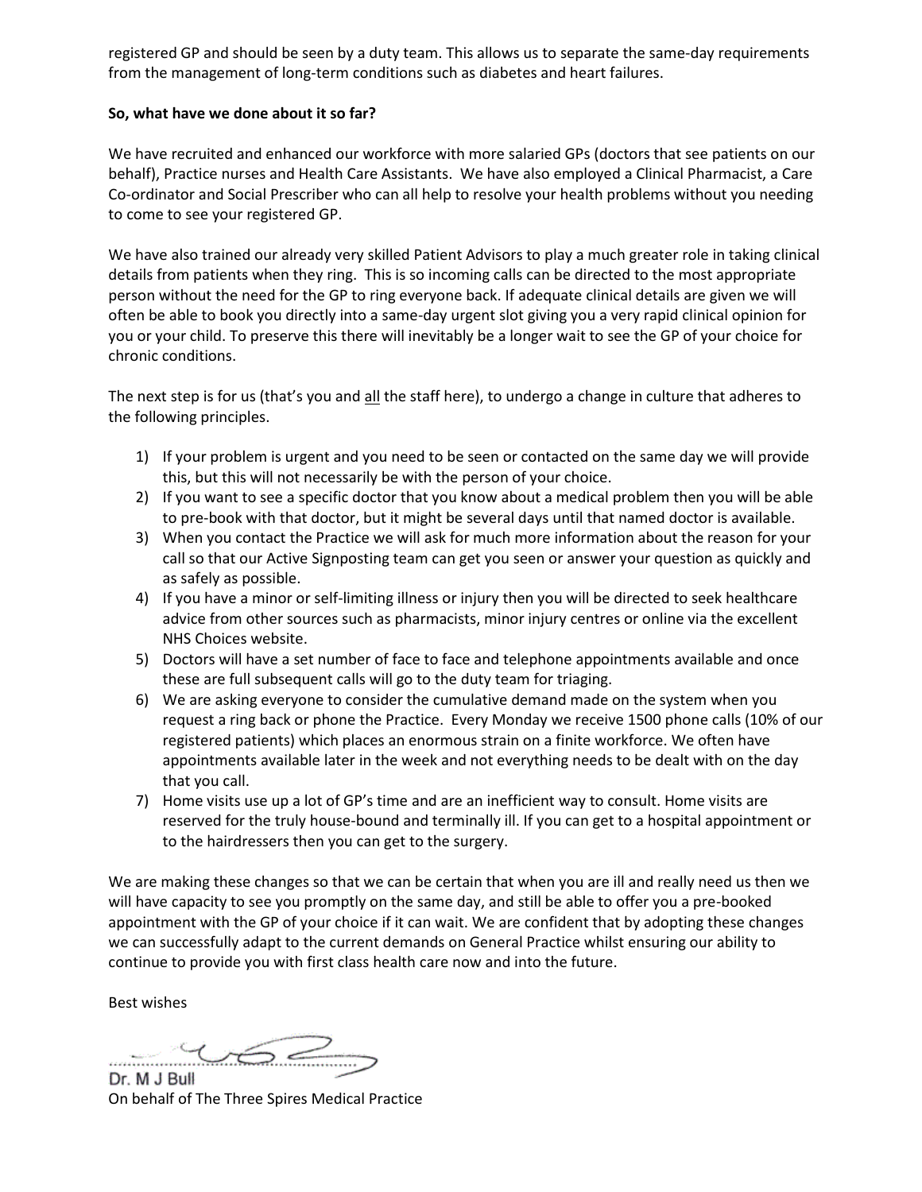registered GP and should be seen by a duty team. This allows us to separate the same-day requirements from the management of long-term conditions such as diabetes and heart failures.

**So, what have we done about it so far?**

We have recruited and enhanced our workforce with more salaried GPs (doctors that see patients on our behalf), Practice nurses and Health Care Assistants. We have also employed a Clinical Pharmacist, a Care Co-ordinator and Social Prescriber who can all help to resolve your health problems without you needing to come to see your registered GP.

We have also trained our already very skilled Patient Advisors to play a much greater role in taking clinical details from patients when they ring. This is so incoming calls can be directed to the most appropriate person without the need for the GP to ring everyone back. If adequate clinical details are given we will often be able to book you directly into a same-day urgent slot giving you a very rapid clinical opinion for you or your child. To preserve this there will inevitably be a longer wait to see the GP of your choice for chronic conditions.

The next step is for us (that's you and <u>all</u> the staff here), to undergo a change in culture that adheres to the following principles.

1) If your problem is urgent and you need to be seen or contacted on the same day we will provide this, but this will not necessarily be with the person of your choice.
2) If you want to see a specific doctor that you know about a medical problem then you will be able to pre-book with that doctor, but it might be several days until that named doctor is available.
3) When you contact the Practice we will ask for much more information about the reason for your call so that our Active Signposting team can get you seen or answer your question as quickly and as safely as possible.
4) If you have a minor or self-limiting illness or injury then you will be directed to seek healthcare advice from other sources such as pharmacists, minor injury centres or online via the excellent NHS Choices website.
5) Doctors will have a set number of face to face and telephone appointments available and once these are full subsequent calls will go to the duty team for triaging.
6) We are asking everyone to consider the cumulative demand made on the system when you request a ring back or phone the Practice. Every Monday we receive 1500 phone calls (10% of our registered patients) which places an enormous strain on a finite workforce. We often have appointments available later in the week and not everything needs to be dealt with on the day that you call.
7) Home visits use up a lot of GP's time and are an inefficient way to consult. Home visits are reserved for the truly house-bound and terminally ill. If you can get to a hospital appointment or to the hairdressers then you can get to the surgery.

We are making these changes so that we can be certain that when you are ill and really need us then we will have capacity to see you promptly on the same day, and still be able to offer you a pre-booked appointment with the GP of your choice if it can wait. We are confident that by adopting these changes we can successfully adapt to the current demands on General Practice whilst ensuring our ability to continue to provide you with first class health care now and into the future.

Best wishes

Dr. M J Bull
On behalf of The Three Spires Medical Practice